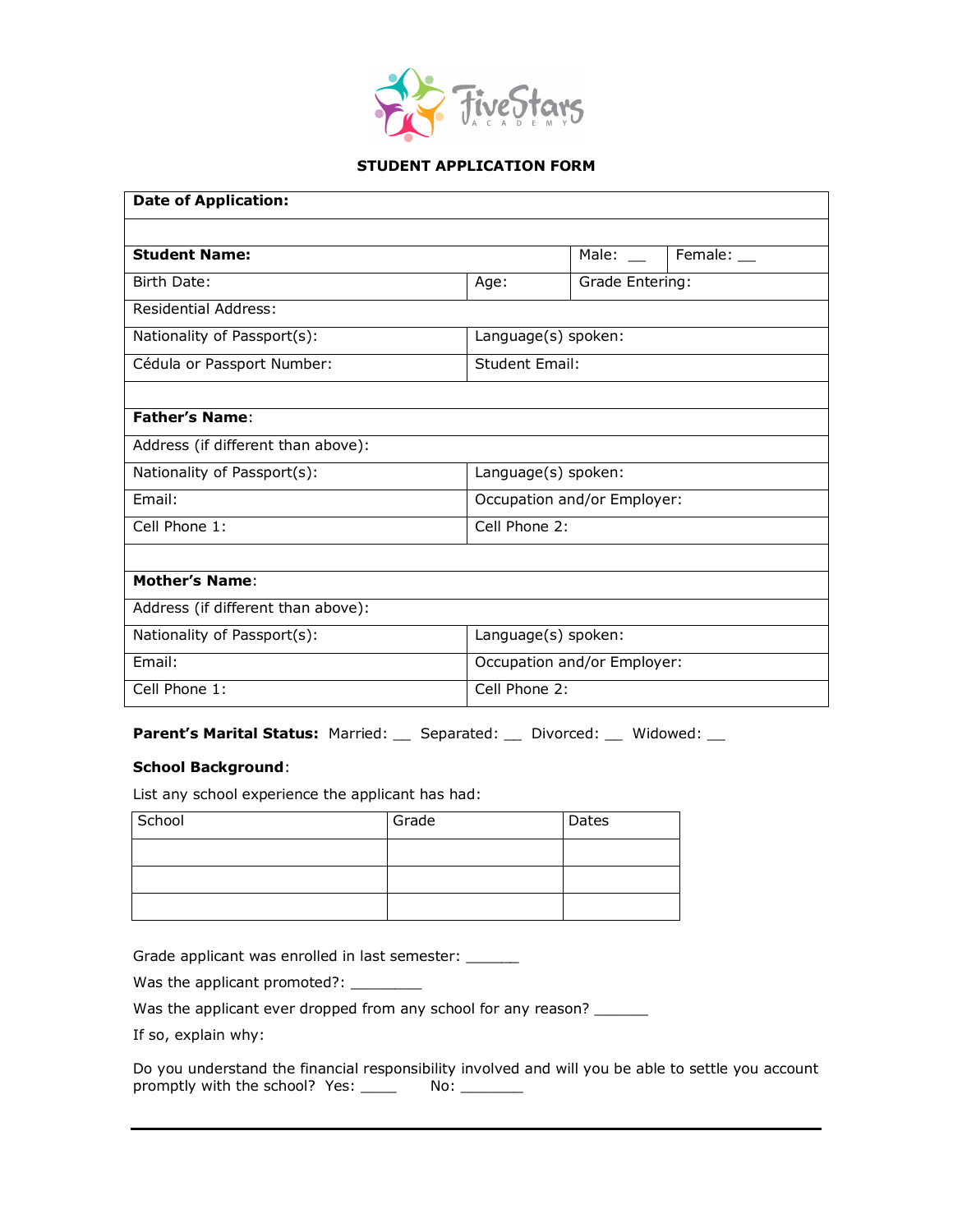FiveStars ACADEMY

# STUDENT APPLICATION FORM

| **Date of Application:** | | | | |
|---|---|---|---|---|
| | | | | |
| **Student Name:** | | | Male: __ | Female: __ |
| Birth Date: | Age: | Grade Entering: | | |
| Residential Address: | | | | |
| Nationality of Passport(s): | Language(s) spoken: | | | |
| Cédula or Passport Number: | Student Email: | | | |
| | | | | |
| **Father's Name**: | | | | |
| Address (if different than above): | | | | |
| Nationality of Passport(s): | Language(s) spoken: | | | |
| Email: | Occupation and/or Employer: | | | |
| Cell Phone 1: | Cell Phone 2: | | | |
| | | | | |
| **Mother's Name**: | | | | |
| Address (if different than above): | | | | |
| Nationality of Passport(s): | Language(s) spoken: | | | |
| Email: | Occupation and/or Employer: | | | |
| Cell Phone 1: | Cell Phone 2: | | | |

**Parent's Marital Status:** Married: __ Separated: __ Divorced: __ Widowed: __

**School Background**:

List any school experience the applicant has had:

| School | Grade | Dates |
|---|---|---|
| | | |
| | | |
| | | |

Grade applicant was enrolled in last semester: ______

Was the applicant promoted?: ________

Was the applicant ever dropped from any school for any reason? ______

If so, explain why:

Do you understand the financial responsibility involved and will you be able to settle you account promptly with the school? Yes: ____ No: _______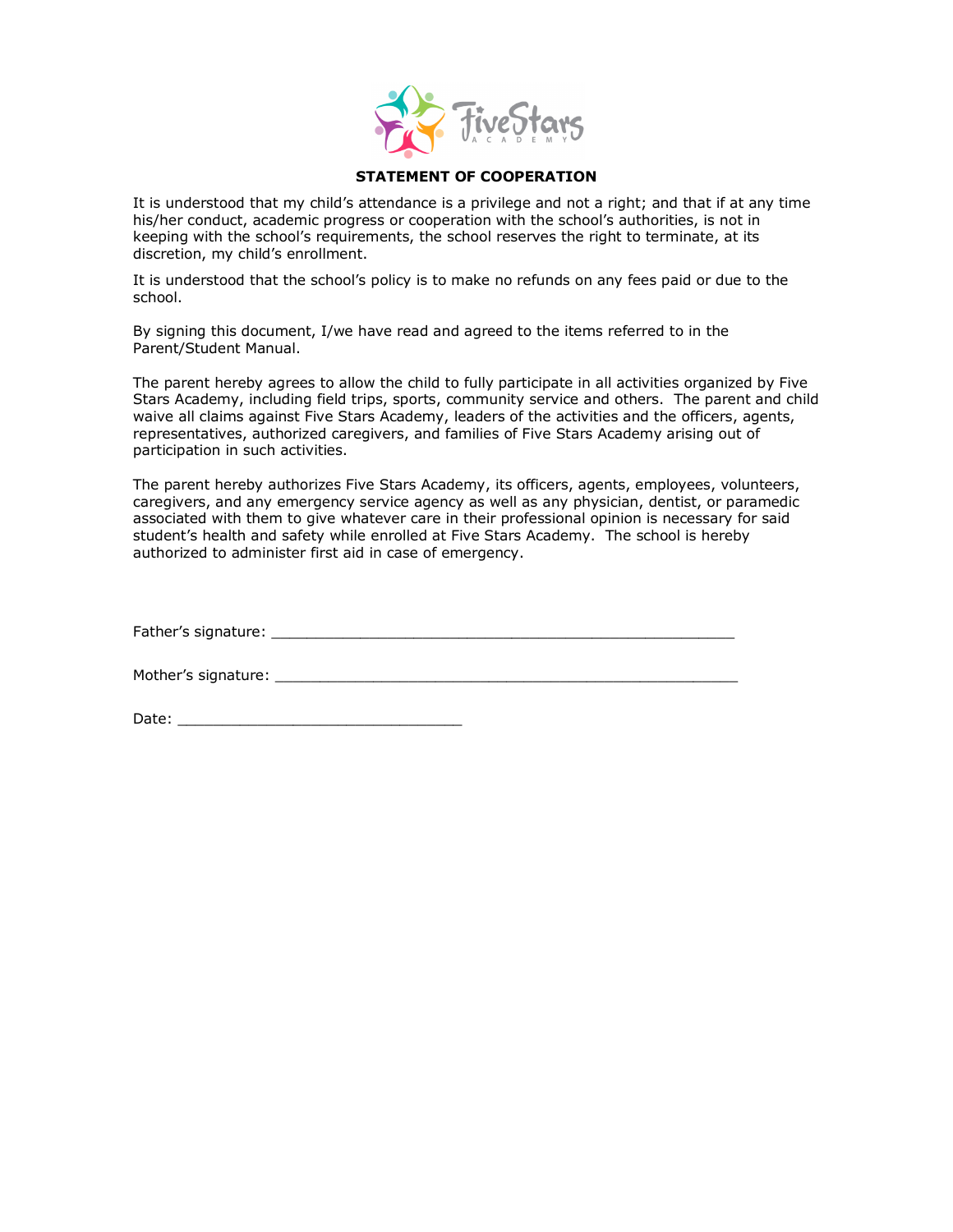**STATEMENT OF COOPERATION**

It is understood that my child's attendance is a privilege and not a right; and that if at any time his/her conduct, academic progress or cooperation with the school's authorities, is not in keeping with the school's requirements, the school reserves the right to terminate, at its discretion, my child's enrollment.

It is understood that the school's policy is to make no refunds on any fees paid or due to the school.

By signing this document, I/we have read and agreed to the items referred to in the Parent/Student Manual.

The parent hereby agrees to allow the child to fully participate in all activities organized by Five Stars Academy, including field trips, sports, community service and others. The parent and child waive all claims against Five Stars Academy, leaders of the activities and the officers, agents, representatives, authorized caregivers, and families of Five Stars Academy arising out of participation in such activities.

The parent hereby authorizes Five Stars Academy, its officers, agents, employees, volunteers, caregivers, and any emergency service agency as well as any physician, dentist, or paramedic associated with them to give whatever care in their professional opinion is necessary for said student's health and safety while enrolled at Five Stars Academy. The school is hereby authorized to administer first aid in case of emergency.

Father's signature: ______________________________________________________

Mother's signature: ______________________________________________________

Date: _________________________________